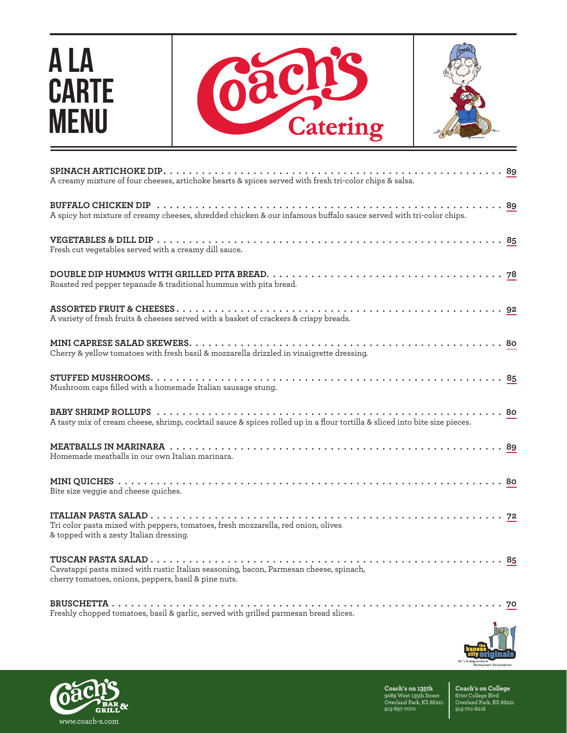# A LA CARTE MENU

Coach's Catering

**SPINACH ARTICHOKE DIP** . . . . . . . . . . 89
A creamy mixture of four cheeses, artichoke hearts & spices served with fresh tri-color chips & salsa.

**BUFFALO CHICKEN DIP** . . . . . . . . . . 89
A spicy hot mixture of creamy cheeses, shredded chicken & our infamous buffalo sauce served with tri-color chips.

**VEGETABLES & DILL DIP** . . . . . . . . . . 85
Fresh cut vegetables served with a creamy dill sauce.

**DOUBLE DIP HUMMUS WITH GRILLED PITA BREAD** . . . . . . . . . . 78
Roasted red pepper tepanade & traditional hummus with pita bread.

**ASSORTED FRUIT & CHEESES** . . . . . . . . . . 92
A variety of fresh fruits & cheeses served with a basket of crackers & crispy breads.

**MINI CAPRESE SALAD SKEWERS** . . . . . . . . . . 80
Cherry & yellow tomatoes with fresh basil & mozzarella drizzled in vinaigrette dressing.

**STUFFED MUSHROOMS** . . . . . . . . . . 85
Mushroom caps filled with a homemade Italian sausage stung.

**BABY SHRIMP ROLLUPS** . . . . . . . . . . 80
A tasty mix of cream cheese, shrimp, cocktail sauce & spices rolled up in a flour tortilla & sliced into bite size pieces.

**MEATBALLS IN MARINARA** . . . . . . . . . . 89
Homemade meatballs in our own Italian marinara.

**MINI QUICHES** . . . . . . . . . . 80
Bite size veggie and cheese quiches.

**ITALIAN PASTA SALAD** . . . . . . . . . . 72
Tri color pasta mixed with peppers, tomatoes, fresh mozzarella, red onion, olives & topped with a zesty Italian dressing.

**TUSCAN PASTA SALAD** . . . . . . . . . . 85
Cavatappi pasta mixed with rustic Italian seasoning, bacon, Parmesan cheese, spinach, cherry tomatoes, onions, peppers, basil & pine nuts.

**BRUSCHETTA** . . . . . . . . . . 70
Freshly chopped tomatoes, basil & garlic, served with grilled parmesan bread slices.

the kansas city originals
KC's Independent Restaurant Association

Coach's Bar & Grill
www.coach-s.com

**Coach's on 135th**
9089 West 135th Street
Overland Park, KS 66221
913-897-7070

**Coach's on College**
6700 College Blvd
Overland Park, KS 66221
913-701-6216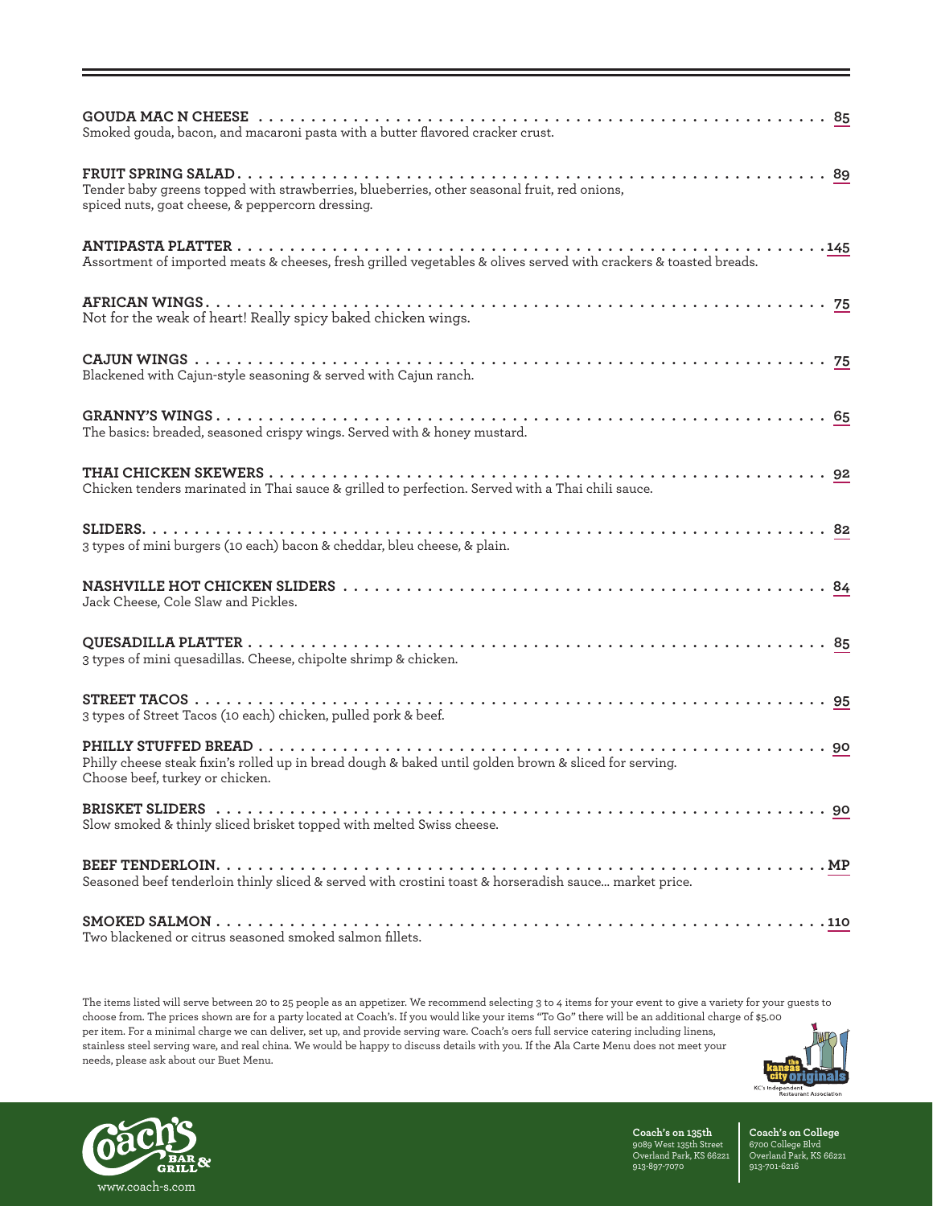**GOUDA MAC N CHEESE** . . . . . . . . . . . . . . . . . . . . . . . . . . . . . . . . . . . . . . . . . . . . . . . . . . . . . . . . 85
Smoked gouda, bacon, and macaroni pasta with a butter flavored cracker crust.

**FRUIT SPRING SALAD** . . . . . . . . . . . . . . . . . . . . . . . . . . . . . . . . . . . . . . . . . . . . . . . . . . . . . . . . 89
Tender baby greens topped with strawberries, blueberries, other seasonal fruit, red onions, spiced nuts, goat cheese, & peppercorn dressing.

**ANTIPASTA PLATTER** . . . . . . . . . . . . . . . . . . . . . . . . . . . . . . . . . . . . . . . . . . . . . . . . . . . . . . . . 145
Assortment of imported meats & cheeses, fresh grilled vegetables & olives served with crackers & toasted breads.

**AFRICAN WINGS** . . . . . . . . . . . . . . . . . . . . . . . . . . . . . . . . . . . . . . . . . . . . . . . . . . . . . . . . 75
Not for the weak of heart! Really spicy baked chicken wings.

**CAJUN WINGS** . . . . . . . . . . . . . . . . . . . . . . . . . . . . . . . . . . . . . . . . . . . . . . . . . . . . . . . . 75
Blackened with Cajun-style seasoning & served with Cajun ranch.

**GRANNY'S WINGS** . . . . . . . . . . . . . . . . . . . . . . . . . . . . . . . . . . . . . . . . . . . . . . . . . . . . . . . . 65
The basics: breaded, seasoned crispy wings. Served with & honey mustard.

**THAI CHICKEN SKEWERS** . . . . . . . . . . . . . . . . . . . . . . . . . . . . . . . . . . . . . . . . . . . . . . . . . . . . . . . . 92
Chicken tenders marinated in Thai sauce & grilled to perfection. Served with a Thai chili sauce.

**SLIDERS** . . . . . . . . . . . . . . . . . . . . . . . . . . . . . . . . . . . . . . . . . . . . . . . . . . . . . . . . 82
3 types of mini burgers (10 each) bacon & cheddar, bleu cheese, & plain.

**NASHVILLE HOT CHICKEN SLIDERS** . . . . . . . . . . . . . . . . . . . . . . . . . . . . . . . . . . . . . . . . . . . . . . . . . . . . . . . . 84
Jack Cheese, Cole Slaw and Pickles.

**QUESADILLA PLATTER** . . . . . . . . . . . . . . . . . . . . . . . . . . . . . . . . . . . . . . . . . . . . . . . . . . . . . . . . 85
3 types of mini quesadillas. Cheese, chipolte shrimp & chicken.

**STREET TACOS** . . . . . . . . . . . . . . . . . . . . . . . . . . . . . . . . . . . . . . . . . . . . . . . . . . . . . . . . 95
3 types of Street Tacos (10 each) chicken, pulled pork & beef.

**PHILLY STUFFED BREAD** . . . . . . . . . . . . . . . . . . . . . . . . . . . . . . . . . . . . . . . . . . . . . . . . . . . . . . . . 90
Philly cheese steak fixin's rolled up in bread dough & baked until golden brown & sliced for serving. Choose beef, turkey or chicken.

**BRISKET SLIDERS** . . . . . . . . . . . . . . . . . . . . . . . . . . . . . . . . . . . . . . . . . . . . . . . . . . . . . . . . 90
Slow smoked & thinly sliced brisket topped with melted Swiss cheese.

**BEEF TENDERLOIN** . . . . . . . . . . . . . . . . . . . . . . . . . . . . . . . . . . . . . . . . . . . . . . . . . . . . . . . . MP
Seasoned beef tenderloin thinly sliced & served with crostini toast & horseradish sauce... market price.

**SMOKED SALMON** . . . . . . . . . . . . . . . . . . . . . . . . . . . . . . . . . . . . . . . . . . . . . . . . . . . . . . . . 110
Two blackened or citrus seasoned smoked salmon fillets.

The items listed will serve between 20 to 25 people as an appetizer. We recommend selecting 3 to 4 items for your event to give a variety for your guests to choose from. The prices shown are for a party located at Coach's. If you would like your items "To Go" there will be an additional charge of $5.00 per item. For a minimal charge we can deliver, set up, and provide serving ware. Coach's oers full service catering including linens, stainless steel serving ware, and real china. We would be happy to discuss details with you. If the Ala Carte Menu does not meet your needs, please ask about our Buet Menu.

the kansas city originals
KC's Independent Restaurant Association

Coach's BAR & GRILL
www.coach-s.com

**Coach's on 135th**
9089 West 135th Street
Overland Park, KS 66221
913-897-7070

**Coach's on College**
6700 College Blvd
Overland Park, KS 66221
913-701-6216